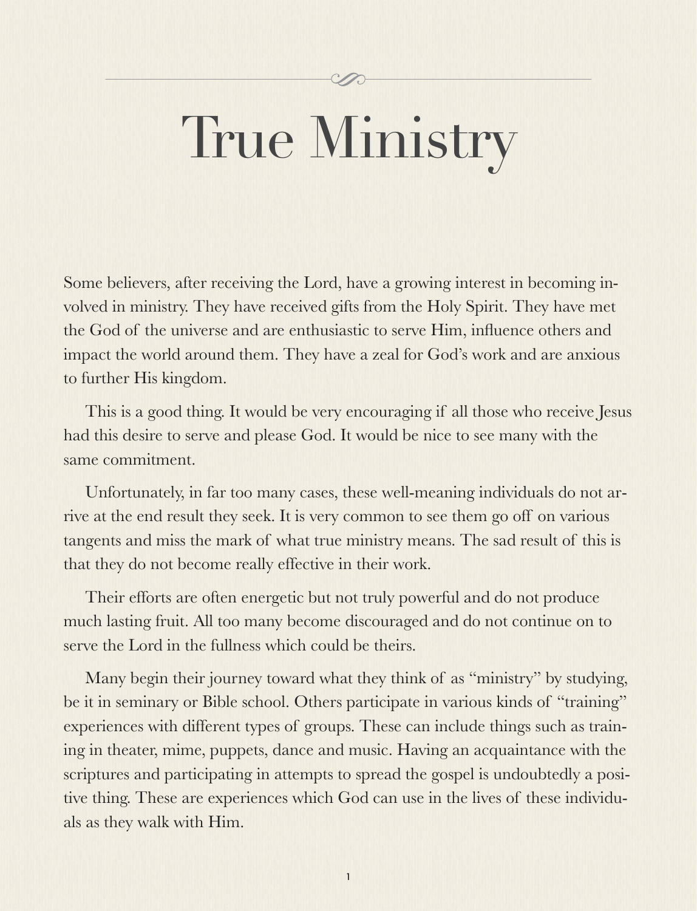# True Ministry

Some believers, after receiving the Lord, have a growing interest in becoming involved in ministry. They have received gifts from the Holy Spirit. They have met the God of the universe and are enthusiastic to serve Him, influence others and impact the world around them. They have a zeal for God's work and are anxious to further His kingdom.

This is a good thing. It would be very encouraging if all those who receive Jesus had this desire to serve and please God. It would be nice to see many with the same commitment.

Unfortunately, in far too many cases, these well-meaning individuals do not arrive at the end result they seek. It is very common to see them go off on various tangents and miss the mark of what true ministry means. The sad result of this is that they do not become really effective in their work.

Their efforts are often energetic but not truly powerful and do not produce much lasting fruit. All too many become discouraged and do not continue on to serve the Lord in the fullness which could be theirs.

Many begin their journey toward what they think of as "ministry" by studying, be it in seminary or Bible school. Others participate in various kinds of "training" experiences with different types of groups. These can include things such as training in theater, mime, puppets, dance and music. Having an acquaintance with the scriptures and participating in attempts to spread the gospel is undoubtedly a positive thing. These are experiences which God can use in the lives of these individuals as they walk with Him.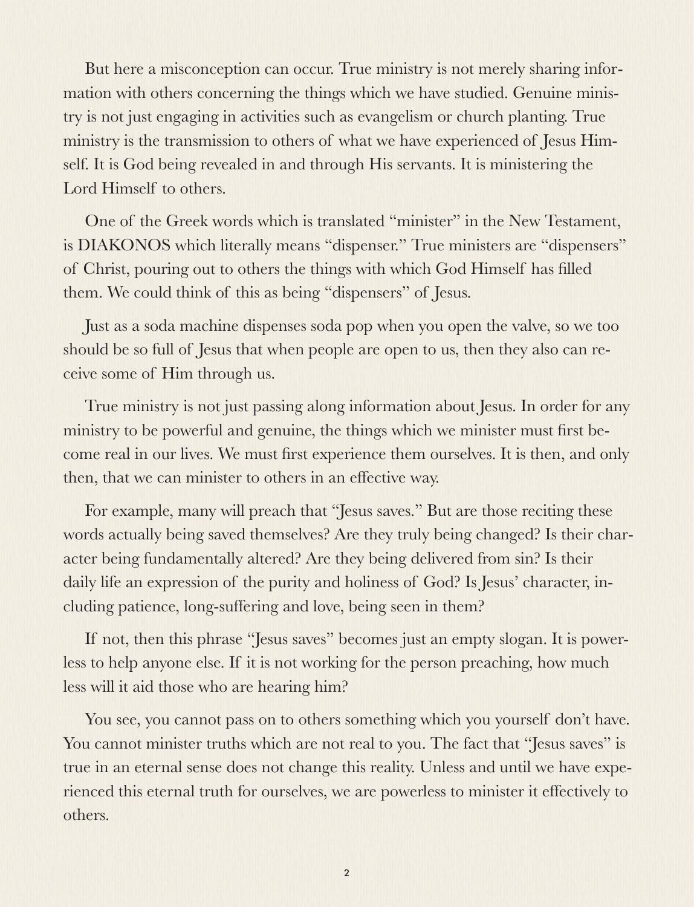But here a misconception can occur. True ministry is not merely sharing information with others concerning the things which we have studied. Genuine ministry is not just engaging in activities such as evangelism or church planting. True ministry is the transmission to others of what we have experienced of Jesus Himself. It is God being revealed in and through His servants. It is ministering the Lord Himself to others.

One of the Greek words which is translated "minister" in the New Testament, is DIAKONOS which literally means "dispenser." True ministers are "dispensers" of Christ, pouring out to others the things with which God Himself has filled them. We could think of this as being "dispensers" of Jesus.

Just as a soda machine dispenses soda pop when you open the valve, so we too should be so full of Jesus that when people are open to us, then they also can receive some of Him through us.

True ministry is not just passing along information about Jesus. In order for any ministry to be powerful and genuine, the things which we minister must first become real in our lives. We must first experience them ourselves. It is then, and only then, that we can minister to others in an effective way.

For example, many will preach that "Jesus saves." But are those reciting these words actually being saved themselves? Are they truly being changed? Is their character being fundamentally altered? Are they being delivered from sin? Is their daily life an expression of the purity and holiness of God? Is Jesus' character, including patience, long-suffering and love, being seen in them?

If not, then this phrase "Jesus saves" becomes just an empty slogan. It is powerless to help anyone else. If it is not working for the person preaching, how much less will it aid those who are hearing him?

You see, you cannot pass on to others something which you yourself don't have. You cannot minister truths which are not real to you. The fact that "Jesus saves" is true in an eternal sense does not change this reality. Unless and until we have experienced this eternal truth for ourselves, we are powerless to minister it effectively to others.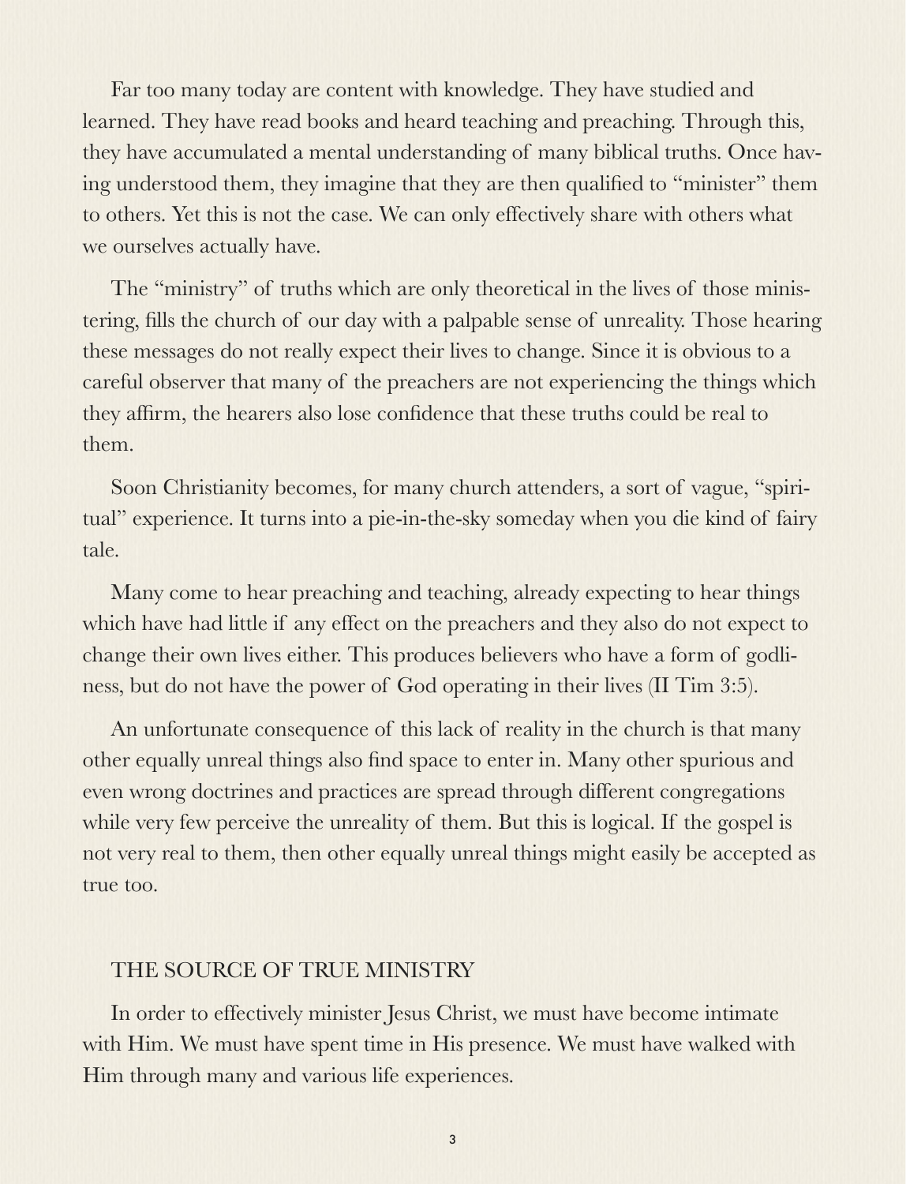Far too many today are content with knowledge. They have studied and learned. They have read books and heard teaching and preaching. Through this, they have accumulated a mental understanding of many biblical truths. Once having understood them, they imagine that they are then qualified to "minister" them to others. Yet this is not the case. We can only effectively share with others what we ourselves actually have.

The "ministry" of truths which are only theoretical in the lives of those ministering, fills the church of our day with a palpable sense of unreality. Those hearing these messages do not really expect their lives to change. Since it is obvious to a careful observer that many of the preachers are not experiencing the things which they affirm, the hearers also lose confidence that these truths could be real to them.

Soon Christianity becomes, for many church attenders, a sort of vague, "spiritual" experience. It turns into a pie-in-the-sky someday when you die kind of fairy tale.

Many come to hear preaching and teaching, already expecting to hear things which have had little if any effect on the preachers and they also do not expect to change their own lives either. This produces believers who have a form of godliness, but do not have the power of God operating in their lives (II Tim 3:5).

An unfortunate consequence of this lack of reality in the church is that many other equally unreal things also find space to enter in. Many other spurious and even wrong doctrines and practices are spread through different congregations while very few perceive the unreality of them. But this is logical. If the gospel is not very real to them, then other equally unreal things might easily be accepted as true too.

## THE SOURCE OF TRUE MINISTRY

In order to effectively minister Jesus Christ, we must have become intimate with Him. We must have spent time in His presence. We must have walked with Him through many and various life experiences.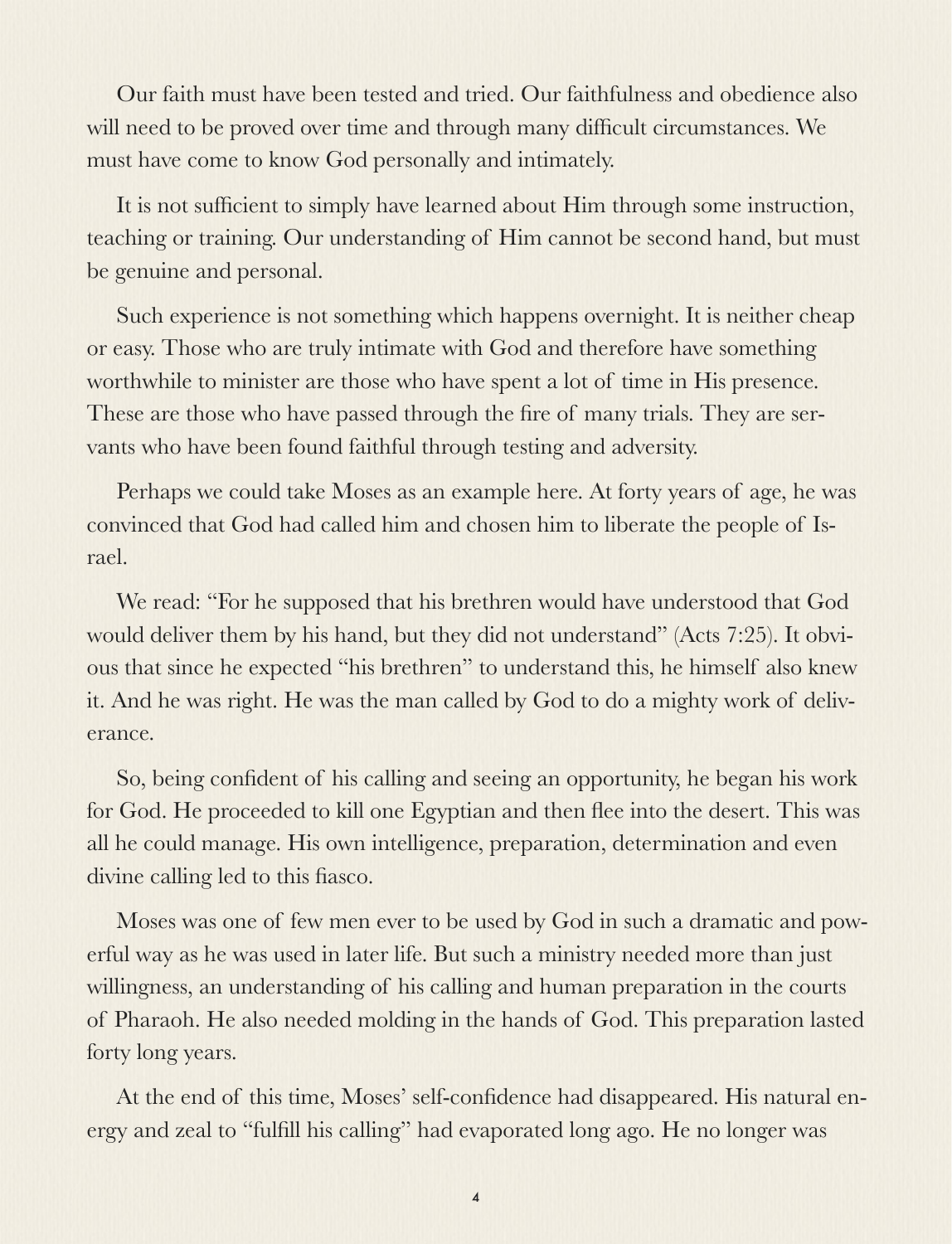Our faith must have been tested and tried. Our faithfulness and obedience also will need to be proved over time and through many difficult circumstances. We must have come to know God personally and intimately.

It is not sufficient to simply have learned about Him through some instruction, teaching or training. Our understanding of Him cannot be second hand, but must be genuine and personal.

Such experience is not something which happens overnight. It is neither cheap or easy. Those who are truly intimate with God and therefore have something worthwhile to minister are those who have spent a lot of time in His presence. These are those who have passed through the fire of many trials. They are servants who have been found faithful through testing and adversity.

Perhaps we could take Moses as an example here. At forty years of age, he was convinced that God had called him and chosen him to liberate the people of Israel.

We read: "For he supposed that his brethren would have understood that God would deliver them by his hand, but they did not understand" (Acts 7:25). It obvious that since he expected "his brethren" to understand this, he himself also knew it. And he was right. He was the man called by God to do a mighty work of deliverance.

So, being confident of his calling and seeing an opportunity, he began his work for God. He proceeded to kill one Egyptian and then flee into the desert. This was all he could manage. His own intelligence, preparation, determination and even divine calling led to this fiasco.

Moses was one of few men ever to be used by God in such a dramatic and powerful way as he was used in later life. But such a ministry needed more than just willingness, an understanding of his calling and human preparation in the courts of Pharaoh. He also needed molding in the hands of God. This preparation lasted forty long years.

At the end of this time, Moses' self-confidence had disappeared. His natural energy and zeal to "fulfill his calling" had evaporated long ago. He no longer was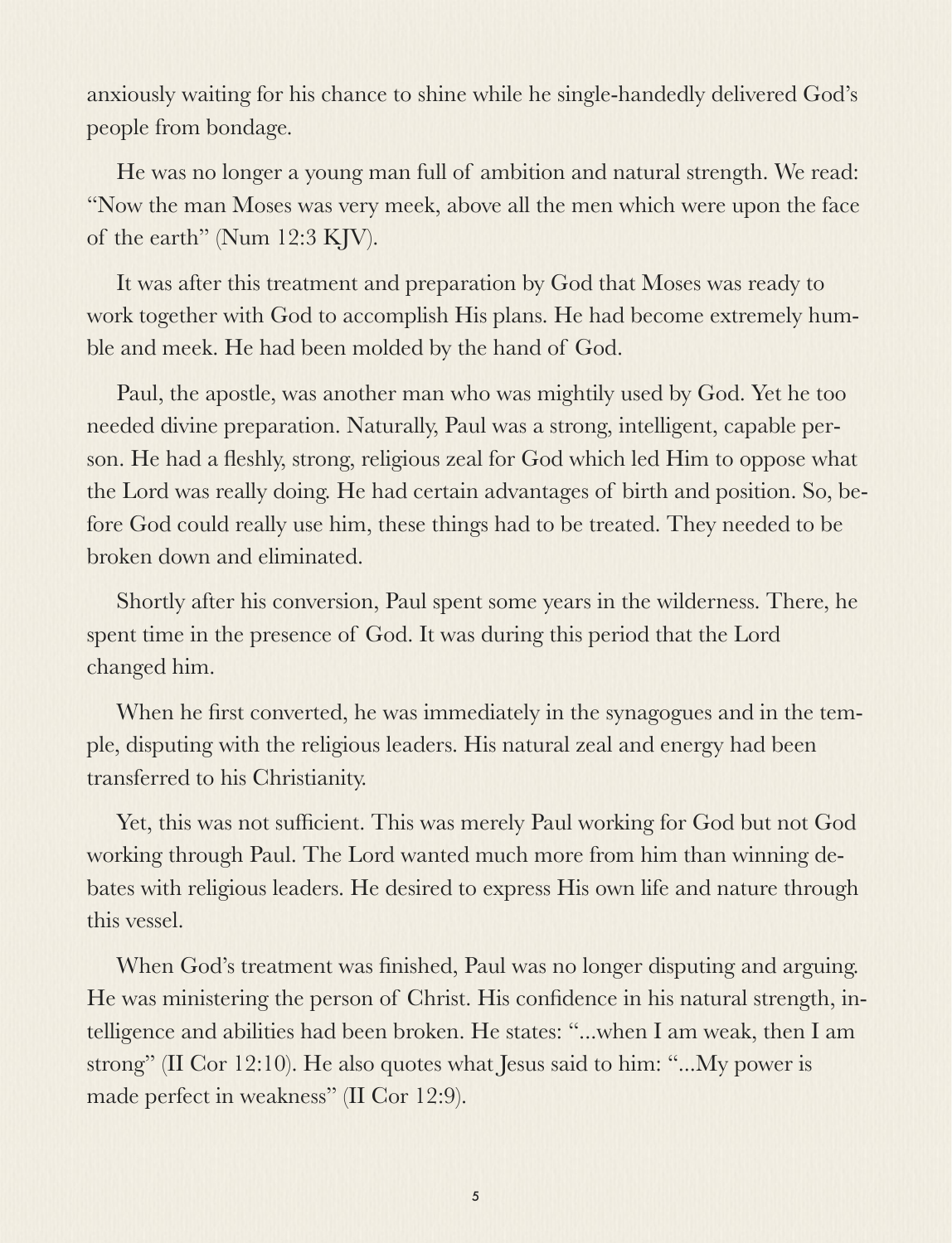anxiously waiting for his chance to shine while he single-handedly delivered God's people from bondage.

He was no longer a young man full of ambition and natural strength. We read: "Now the man Moses was very meek, above all the men which were upon the face of the earth" (Num 12:3 KJV).

It was after this treatment and preparation by God that Moses was ready to work together with God to accomplish His plans. He had become extremely humble and meek. He had been molded by the hand of God.

Paul, the apostle, was another man who was mightily used by God. Yet he too needed divine preparation. Naturally, Paul was a strong, intelligent, capable person. He had a fleshly, strong, religious zeal for God which led Him to oppose what the Lord was really doing. He had certain advantages of birth and position. So, before God could really use him, these things had to be treated. They needed to be broken down and eliminated.

Shortly after his conversion, Paul spent some years in the wilderness. There, he spent time in the presence of God. It was during this period that the Lord changed him.

When he first converted, he was immediately in the synagogues and in the temple, disputing with the religious leaders. His natural zeal and energy had been transferred to his Christianity.

Yet, this was not sufficient. This was merely Paul working for God but not God working through Paul. The Lord wanted much more from him than winning debates with religious leaders. He desired to express His own life and nature through this vessel.

When God's treatment was finished, Paul was no longer disputing and arguing. He was ministering the person of Christ. His confidence in his natural strength, intelligence and abilities had been broken. He states: "...when I am weak, then I am strong" (II Cor 12:10). He also quotes what Jesus said to him: "...My power is made perfect in weakness" (II Cor 12:9).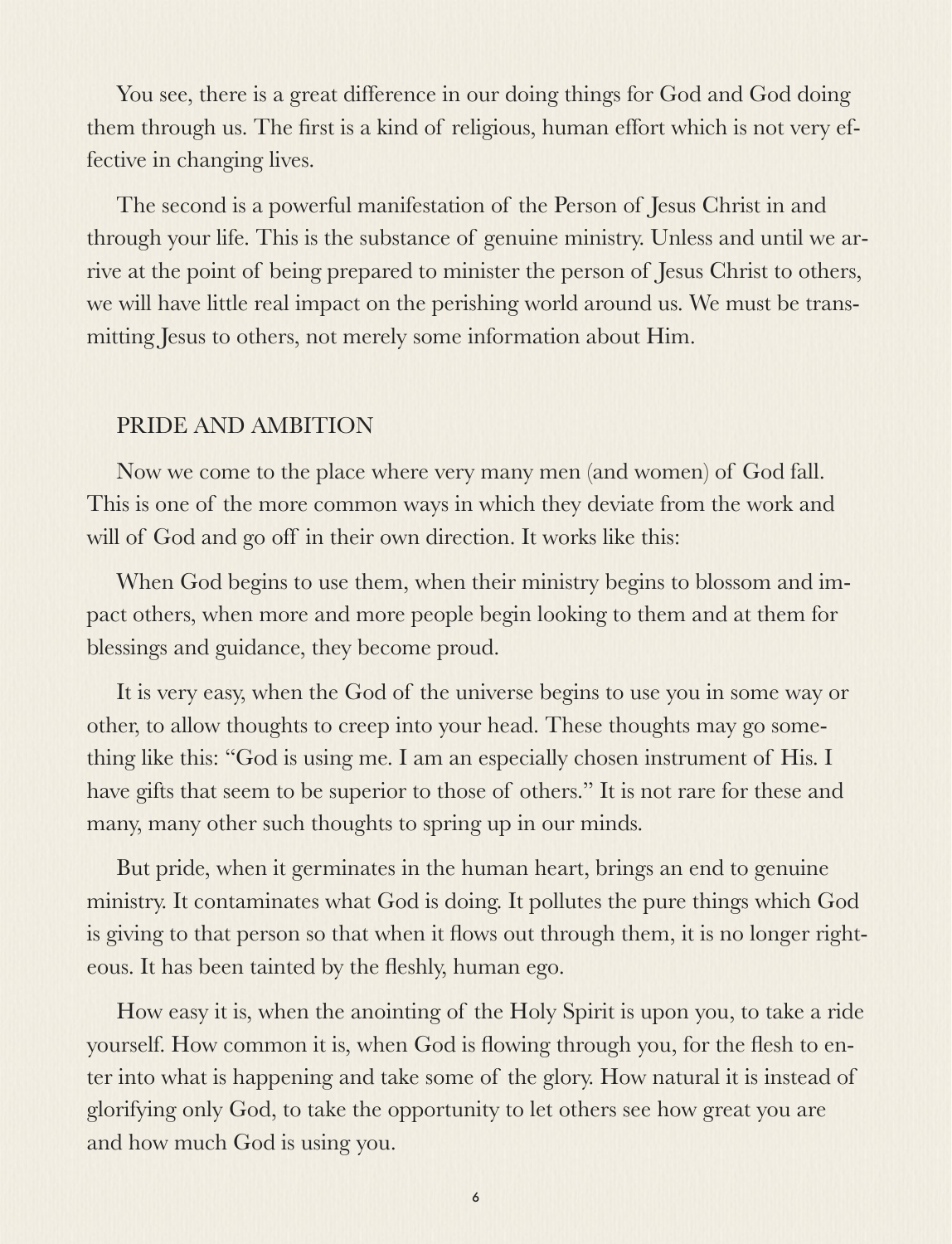You see, there is a great difference in our doing things for God and God doing them through us. The first is a kind of religious, human effort which is not very effective in changing lives.

The second is a powerful manifestation of the Person of Jesus Christ in and through your life. This is the substance of genuine ministry. Unless and until we arrive at the point of being prepared to minister the person of Jesus Christ to others, we will have little real impact on the perishing world around us. We must be transmitting Jesus to others, not merely some information about Him.

## PRIDE AND AMBITION

Now we come to the place where very many men (and women) of God fall. This is one of the more common ways in which they deviate from the work and will of God and go off in their own direction. It works like this:

When God begins to use them, when their ministry begins to blossom and impact others, when more and more people begin looking to them and at them for blessings and guidance, they become proud.

It is very easy, when the God of the universe begins to use you in some way or other, to allow thoughts to creep into your head. These thoughts may go something like this: "God is using me. I am an especially chosen instrument of His. I have gifts that seem to be superior to those of others." It is not rare for these and many, many other such thoughts to spring up in our minds.

But pride, when it germinates in the human heart, brings an end to genuine ministry. It contaminates what God is doing. It pollutes the pure things which God is giving to that person so that when it flows out through them, it is no longer righteous. It has been tainted by the fleshly, human ego.

How easy it is, when the anointing of the Holy Spirit is upon you, to take a ride yourself. How common it is, when God is flowing through you, for the flesh to enter into what is happening and take some of the glory. How natural it is instead of glorifying only God, to take the opportunity to let others see how great you are and how much God is using you.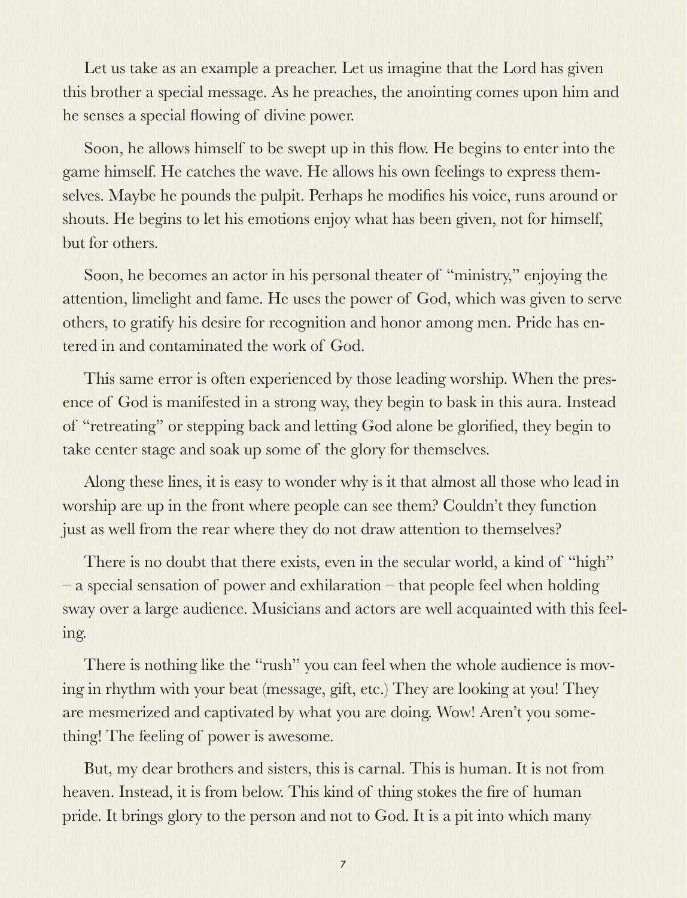Let us take as an example a preacher. Let us imagine that the Lord has given this brother a special message. As he preaches, the anointing comes upon him and he senses a special flowing of divine power.

Soon, he allows himself to be swept up in this flow. He begins to enter into the game himself. He catches the wave. He allows his own feelings to express themselves. Maybe he pounds the pulpit. Perhaps he modifies his voice, runs around or shouts. He begins to let his emotions enjoy what has been given, not for himself, but for others.

Soon, he becomes an actor in his personal theater of "ministry," enjoying the attention, limelight and fame. He uses the power of God, which was given to serve others, to gratify his desire for recognition and honor among men. Pride has entered in and contaminated the work of God.

This same error is often experienced by those leading worship. When the presence of God is manifested in a strong way, they begin to bask in this aura. Instead of "retreating" or stepping back and letting God alone be glorified, they begin to take center stage and soak up some of the glory for themselves.

Along these lines, it is easy to wonder why is it that almost all those who lead in worship are up in the front where people can see them? Couldn't they function just as well from the rear where they do not draw attention to themselves?

There is no doubt that there exists, even in the secular world, a kind of "high" – a special sensation of power and exhilaration – that people feel when holding sway over a large audience. Musicians and actors are well acquainted with this feeling.

There is nothing like the "rush" you can feel when the whole audience is moving in rhythm with your beat (message, gift, etc.) They are looking at you! They are mesmerized and captivated by what you are doing. Wow! Aren't you something! The feeling of power is awesome.

But, my dear brothers and sisters, this is carnal. This is human. It is not from heaven. Instead, it is from below. This kind of thing stokes the fire of human pride. It brings glory to the person and not to God. It is a pit into which many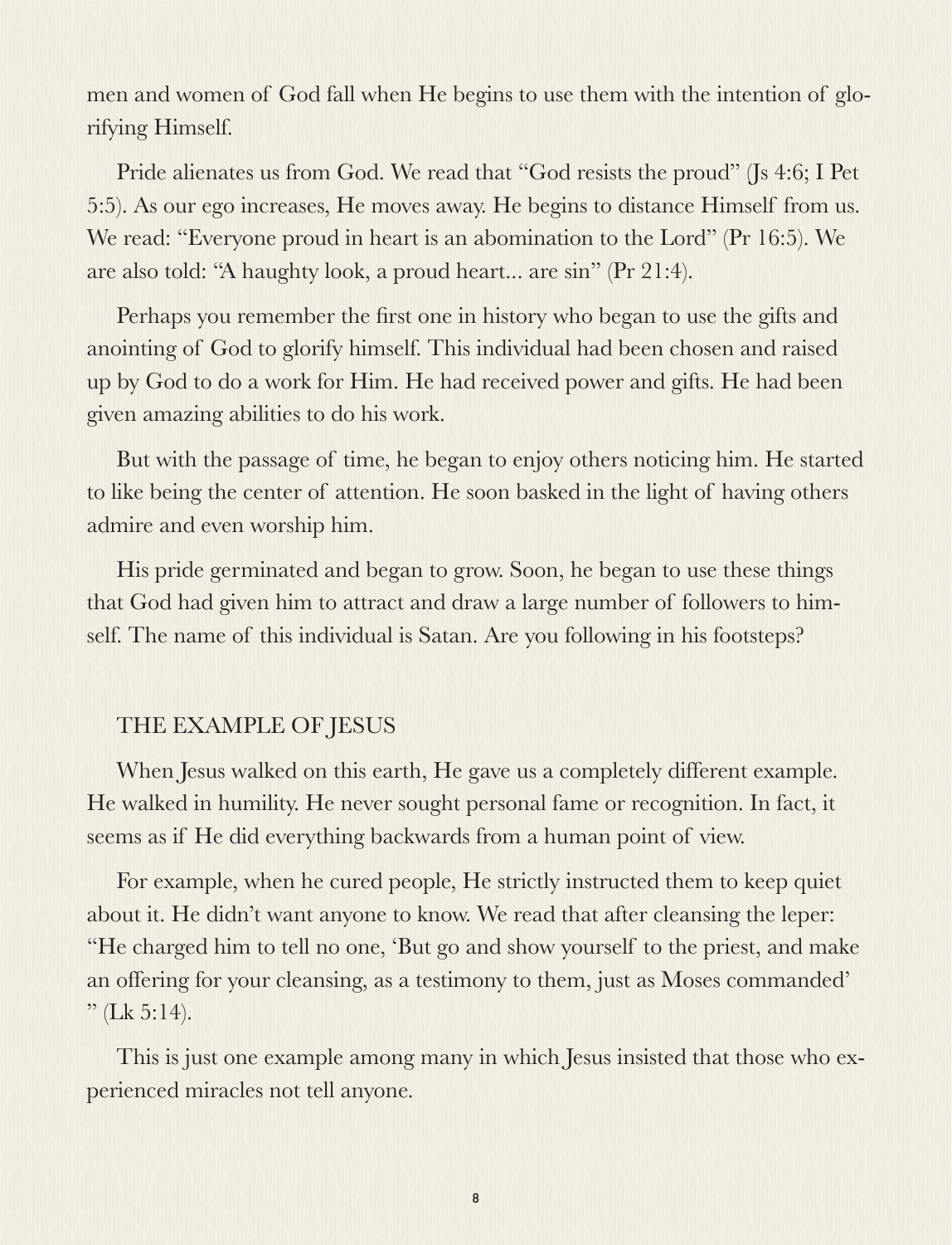men and women of God fall when He begins to use them with the intention of glorifying Himself.

Pride alienates us from God. We read that "God resists the proud" (Js 4:6; I Pet 5:5). As our ego increases, He moves away. He begins to distance Himself from us. We read: "Everyone proud in heart is an abomination to the Lord" (Pr 16:5). We are also told: "A haughty look, a proud heart... are sin" (Pr 21:4).

Perhaps you remember the first one in history who began to use the gifts and anointing of God to glorify himself. This individual had been chosen and raised up by God to do a work for Him. He had received power and gifts. He had been given amazing abilities to do his work.

But with the passage of time, he began to enjoy others noticing him. He started to like being the center of attention. He soon basked in the light of having others admire and even worship him.

His pride germinated and began to grow. Soon, he began to use these things that God had given him to attract and draw a large number of followers to himself. The name of this individual is Satan. Are you following in his footsteps?

## THE EXAMPLE OF JESUS

When Jesus walked on this earth, He gave us a completely different example. He walked in humility. He never sought personal fame or recognition. In fact, it seems as if He did everything backwards from a human point of view.

For example, when he cured people, He strictly instructed them to keep quiet about it. He didn't want anyone to know. We read that after cleansing the leper: "He charged him to tell no one, 'But go and show yourself to the priest, and make an offering for your cleansing, as a testimony to them, just as Moses commanded' " (Lk 5:14).

This is just one example among many in which Jesus insisted that those who experienced miracles not tell anyone.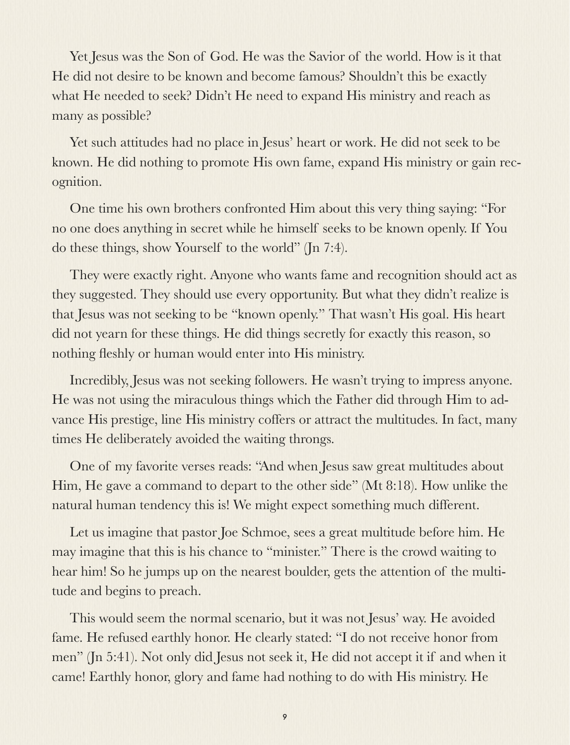Yet Jesus was the Son of God. He was the Savior of the world. How is it that He did not desire to be known and become famous? Shouldn't this be exactly what He needed to seek? Didn't He need to expand His ministry and reach as many as possible?

Yet such attitudes had no place in Jesus' heart or work. He did not seek to be known. He did nothing to promote His own fame, expand His ministry or gain recognition.

One time his own brothers confronted Him about this very thing saying: "For no one does anything in secret while he himself seeks to be known openly. If You do these things, show Yourself to the world" (Jn 7:4).

They were exactly right. Anyone who wants fame and recognition should act as they suggested. They should use every opportunity. But what they didn't realize is that Jesus was not seeking to be "known openly." That wasn't His goal. His heart did not yearn for these things. He did things secretly for exactly this reason, so nothing fleshly or human would enter into His ministry.

Incredibly, Jesus was not seeking followers. He wasn't trying to impress anyone. He was not using the miraculous things which the Father did through Him to advance His prestige, line His ministry coffers or attract the multitudes. In fact, many times He deliberately avoided the waiting throngs.

One of my favorite verses reads: "And when Jesus saw great multitudes about Him, He gave a command to depart to the other side" (Mt 8:18). How unlike the natural human tendency this is! We might expect something much different.

Let us imagine that pastor Joe Schmoe, sees a great multitude before him. He may imagine that this is his chance to "minister." There is the crowd waiting to hear him! So he jumps up on the nearest boulder, gets the attention of the multitude and begins to preach.

This would seem the normal scenario, but it was not Jesus' way. He avoided fame. He refused earthly honor. He clearly stated: "I do not receive honor from men" (Jn 5:41). Not only did Jesus not seek it, He did not accept it if and when it came! Earthly honor, glory and fame had nothing to do with His ministry. He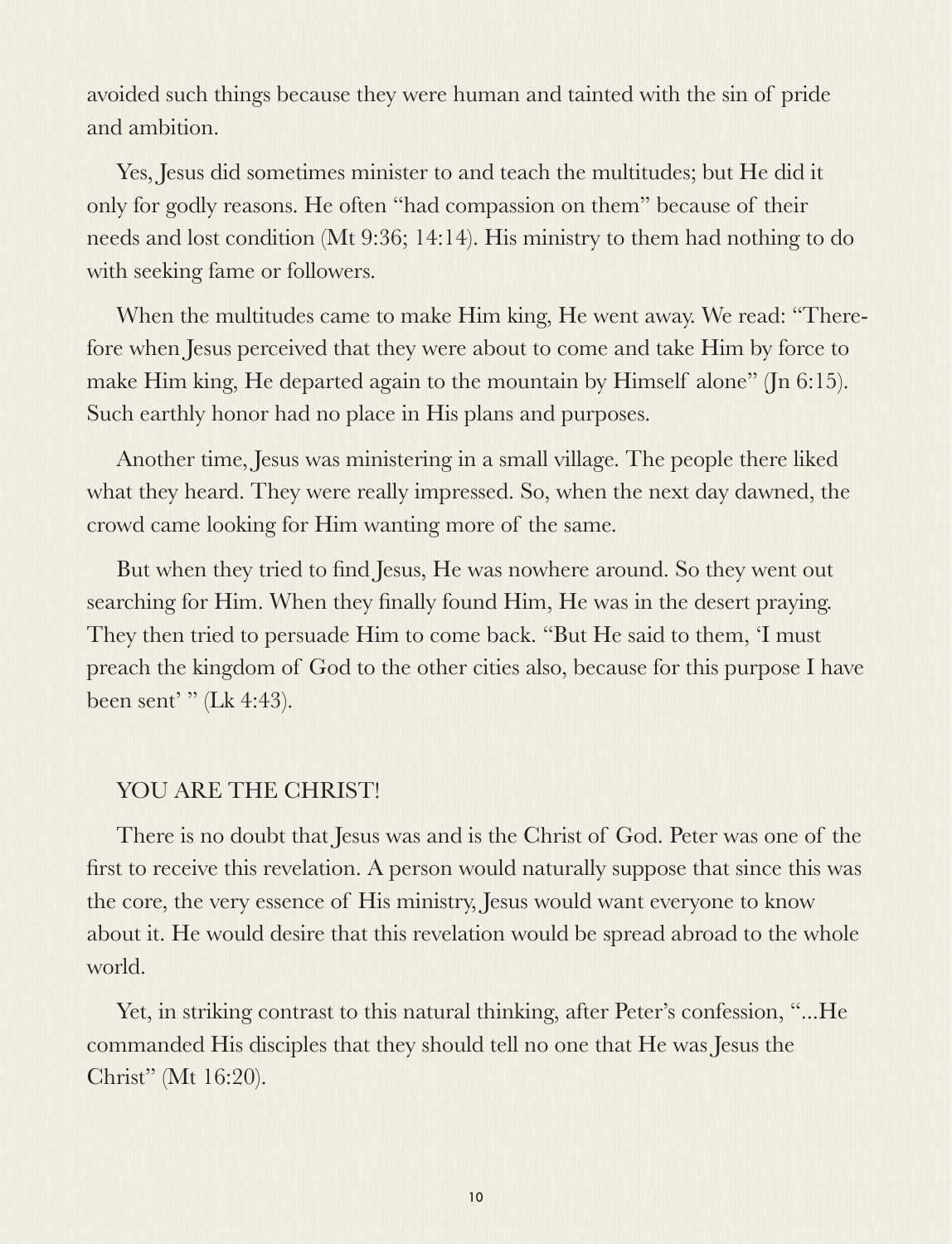avoided such things because they were human and tainted with the sin of pride and ambition.

Yes, Jesus did sometimes minister to and teach the multitudes; but He did it only for godly reasons. He often "had compassion on them" because of their needs and lost condition (Mt 9:36; 14:14). His ministry to them had nothing to do with seeking fame or followers.

When the multitudes came to make Him king, He went away. We read: "Therefore when Jesus perceived that they were about to come and take Him by force to make Him king, He departed again to the mountain by Himself alone" (Jn 6:15). Such earthly honor had no place in His plans and purposes.

Another time, Jesus was ministering in a small village. The people there liked what they heard. They were really impressed. So, when the next day dawned, the crowd came looking for Him wanting more of the same.

But when they tried to find Jesus, He was nowhere around. So they went out searching for Him. When they finally found Him, He was in the desert praying. They then tried to persuade Him to come back. "But He said to them, 'I must preach the kingdom of God to the other cities also, because for this purpose I have been sent' " (Lk 4:43).

## YOU ARE THE CHRIST!

There is no doubt that Jesus was and is the Christ of God. Peter was one of the first to receive this revelation. A person would naturally suppose that since this was the core, the very essence of His ministry, Jesus would want everyone to know about it. He would desire that this revelation would be spread abroad to the whole world.

Yet, in striking contrast to this natural thinking, after Peter's confession, "...He commanded His disciples that they should tell no one that He was Jesus the Christ" (Mt 16:20).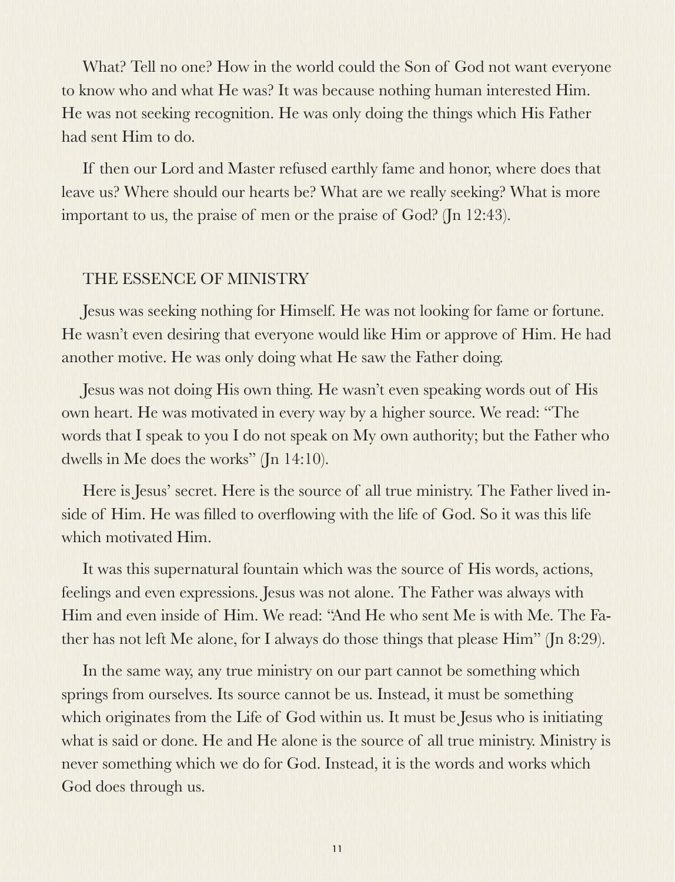What? Tell no one? How in the world could the Son of God not want everyone to know who and what He was? It was because nothing human interested Him. He was not seeking recognition. He was only doing the things which His Father had sent Him to do.

If then our Lord and Master refused earthly fame and honor, where does that leave us? Where should our hearts be? What are we really seeking? What is more important to us, the praise of men or the praise of God? (Jn 12:43).

## THE ESSENCE OF MINISTRY

Jesus was seeking nothing for Himself. He was not looking for fame or fortune. He wasn't even desiring that everyone would like Him or approve of Him. He had another motive. He was only doing what He saw the Father doing.

Jesus was not doing His own thing. He wasn't even speaking words out of His own heart. He was motivated in every way by a higher source. We read: "The words that I speak to you I do not speak on My own authority; but the Father who dwells in Me does the works" (Jn 14:10).

Here is Jesus' secret. Here is the source of all true ministry. The Father lived inside of Him. He was filled to overflowing with the life of God. So it was this life which motivated Him.

It was this supernatural fountain which was the source of His words, actions, feelings and even expressions. Jesus was not alone. The Father was always with Him and even inside of Him. We read: "And He who sent Me is with Me. The Father has not left Me alone, for I always do those things that please Him" (Jn 8:29).

In the same way, any true ministry on our part cannot be something which springs from ourselves. Its source cannot be us. Instead, it must be something which originates from the Life of God within us. It must be Jesus who is initiating what is said or done. He and He alone is the source of all true ministry. Ministry is never something which we do for God. Instead, it is the words and works which God does through us.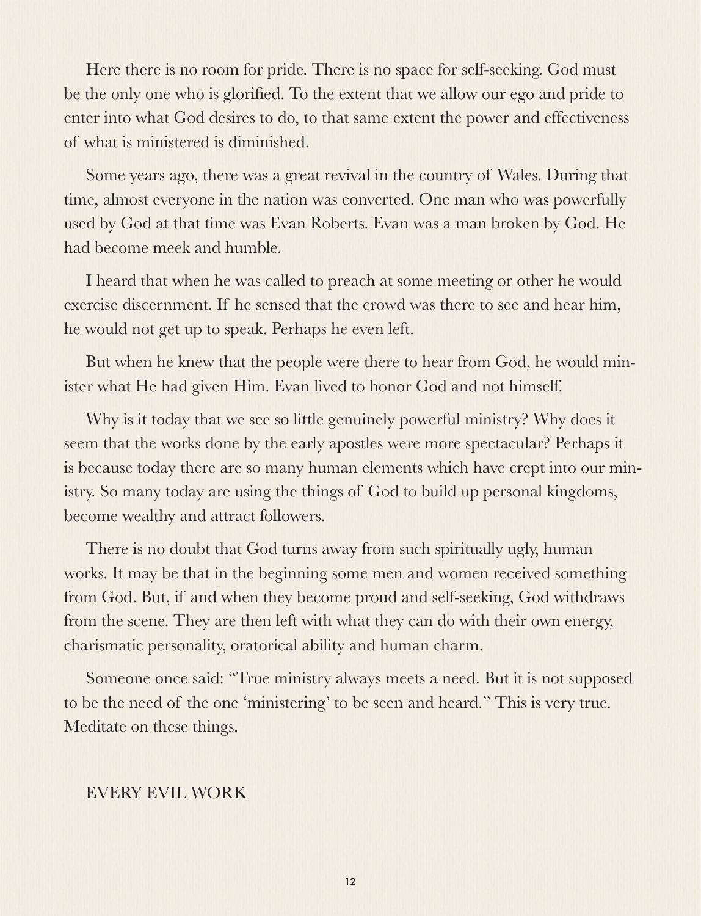Here there is no room for pride. There is no space for self-seeking. God must be the only one who is glorified. To the extent that we allow our ego and pride to enter into what God desires to do, to that same extent the power and effectiveness of what is ministered is diminished.

Some years ago, there was a great revival in the country of Wales. During that time, almost everyone in the nation was converted. One man who was powerfully used by God at that time was Evan Roberts. Evan was a man broken by God. He had become meek and humble.

I heard that when he was called to preach at some meeting or other he would exercise discernment. If he sensed that the crowd was there to see and hear him, he would not get up to speak. Perhaps he even left.

But when he knew that the people were there to hear from God, he would minister what He had given Him. Evan lived to honor God and not himself.

Why is it today that we see so little genuinely powerful ministry? Why does it seem that the works done by the early apostles were more spectacular? Perhaps it is because today there are so many human elements which have crept into our ministry. So many today are using the things of God to build up personal kingdoms, become wealthy and attract followers.

There is no doubt that God turns away from such spiritually ugly, human works. It may be that in the beginning some men and women received something from God. But, if and when they become proud and self-seeking, God withdraws from the scene. They are then left with what they can do with their own energy, charismatic personality, oratorical ability and human charm.

Someone once said: "True ministry always meets a need. But it is not supposed to be the need of the one 'ministering' to be seen and heard." This is very true. Meditate on these things.

## EVERY EVIL WORK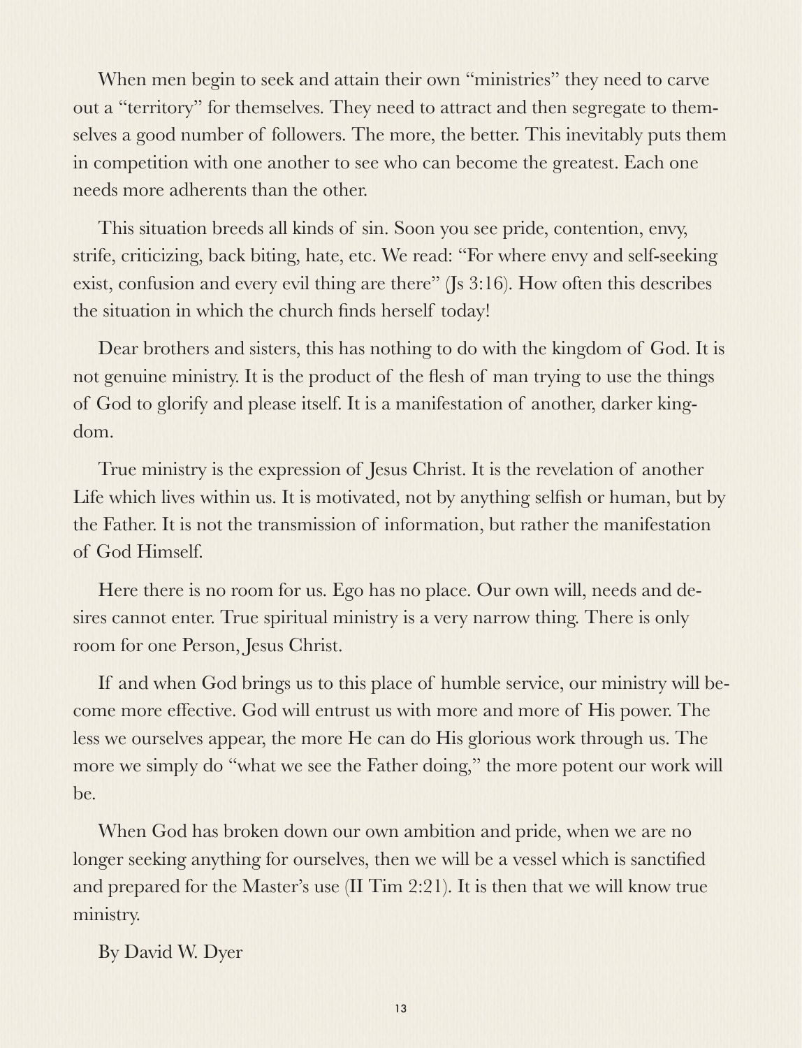When men begin to seek and attain their own "ministries" they need to carve out a "territory" for themselves. They need to attract and then segregate to themselves a good number of followers. The more, the better. This inevitably puts them in competition with one another to see who can become the greatest. Each one needs more adherents than the other.

This situation breeds all kinds of sin. Soon you see pride, contention, envy, strife, criticizing, back biting, hate, etc. We read: "For where envy and self-seeking exist, confusion and every evil thing are there" (Js 3:16). How often this describes the situation in which the church finds herself today!

Dear brothers and sisters, this has nothing to do with the kingdom of God. It is not genuine ministry. It is the product of the flesh of man trying to use the things of God to glorify and please itself. It is a manifestation of another, darker kingdom.

True ministry is the expression of Jesus Christ. It is the revelation of another Life which lives within us. It is motivated, not by anything selfish or human, but by the Father. It is not the transmission of information, but rather the manifestation of God Himself.

Here there is no room for us. Ego has no place. Our own will, needs and desires cannot enter. True spiritual ministry is a very narrow thing. There is only room for one Person, Jesus Christ.

If and when God brings us to this place of humble service, our ministry will become more effective. God will entrust us with more and more of His power. The less we ourselves appear, the more He can do His glorious work through us. The more we simply do "what we see the Father doing," the more potent our work will be.

When God has broken down our own ambition and pride, when we are no longer seeking anything for ourselves, then we will be a vessel which is sanctified and prepared for the Master's use (II Tim 2:21). It is then that we will know true ministry.

By David W. Dyer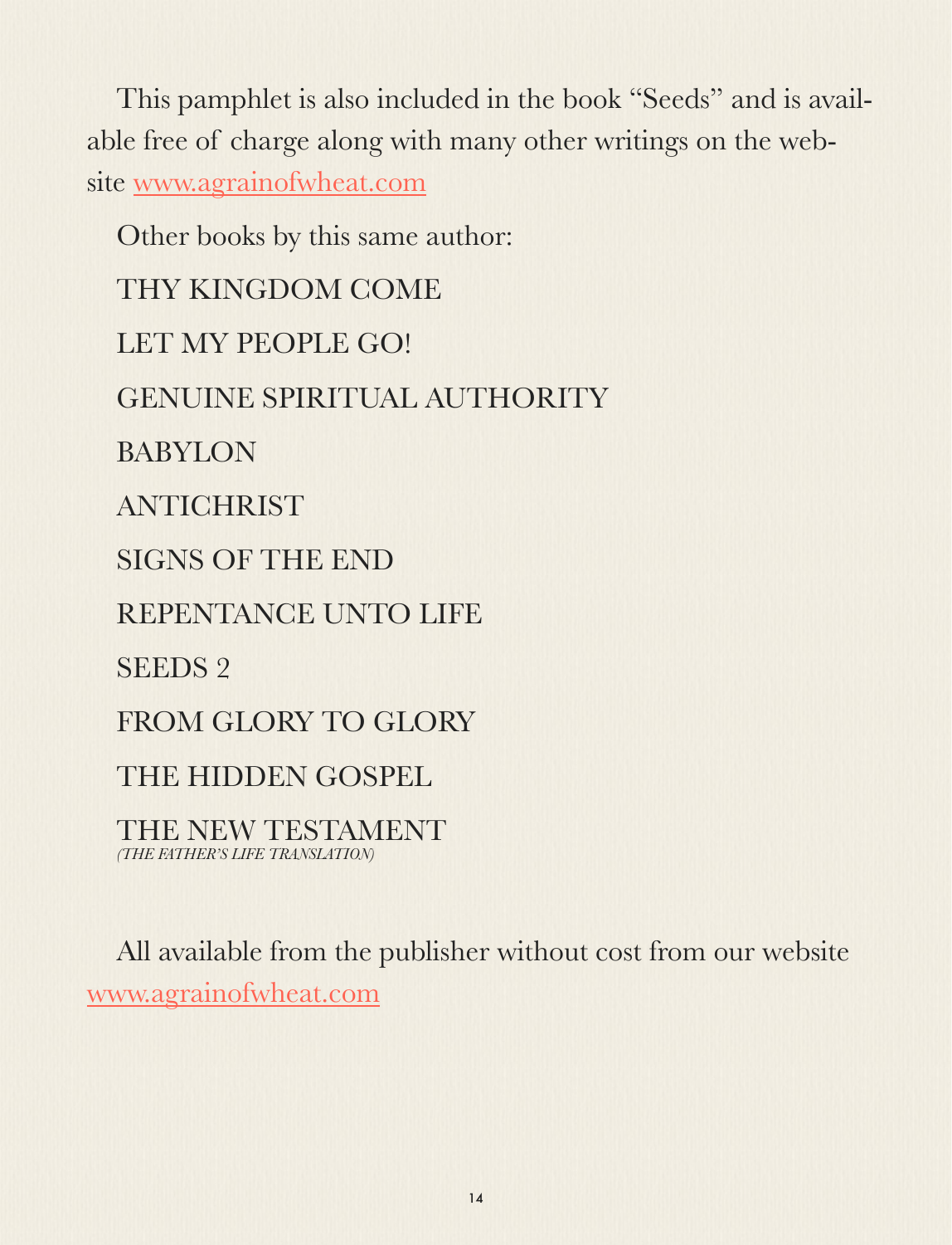This pamphlet is also included in the book "Seeds" and is available free of charge along with many other writings on the website www.agrainofwheat.com

Other books by this same author:

THY KINGDOM COME

LET MY PEOPLE GO!

GENUINE SPIRITUAL AUTHORITY

BABYLON

ANTICHRIST

SIGNS OF THE END

REPENTANCE UNTO LIFE

SEEDS 2

FROM GLORY TO GLORY

THE HIDDEN GOSPEL

THE NEW TESTAMENT
*(THE FATHER'S LIFE TRANSLATION)*

All available from the publisher without cost from our website www.agrainofwheat.com